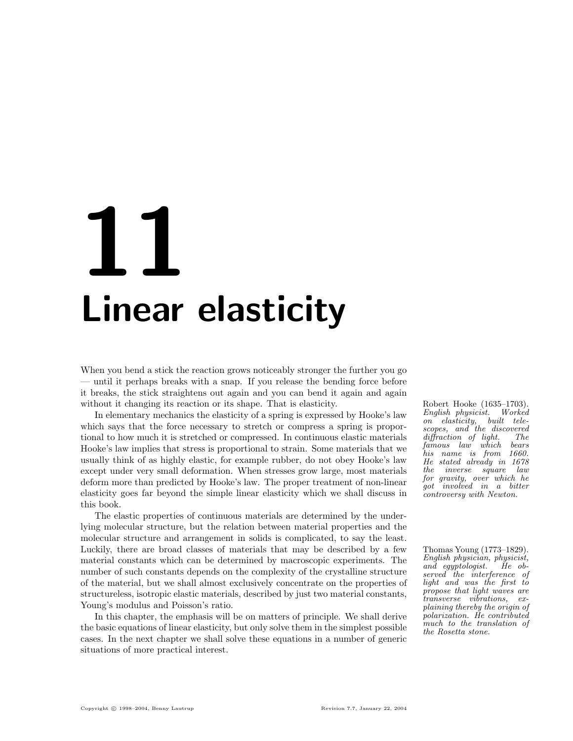# 11 Linear elasticity

When you bend a stick the reaction grows noticeably stronger the further you go — until it perhaps breaks with a snap. If you release the bending force before it breaks, the stick straightens out again and you can bend it again and again without it changing its reaction or its shape. That is elasticity.

In elementary mechanics the elasticity of a spring is expressed by Hooke's law which says that the force necessary to stretch or compress a spring is proportional to how much it is stretched or compressed. In continuous elastic materials Hooke's law implies that stress is proportional to strain. Some materials that we usually think of as highly elastic, for example rubber, do not obey Hooke's law except under very small deformation. When stresses grow large, most materials deform more than predicted by Hooke's law. The proper treatment of non-linear elasticity goes far beyond the simple linear elasticity which we shall discuss in this book.

Robert Hooke (1635–1703). *English physicist. Worked on elasticity, built telescopes, and the discovered diffraction of light. The famous law which bears his name is from 1660. He stated already in 1678 the inverse square law for gravity, over which he got involved in a bitter controversy with Newton.*

The elastic properties of continuous materials are determined by the underlying molecular structure, but the relation between material properties and the molecular structure and arrangement in solids is complicated, to say the least. Luckily, there are broad classes of materials that may be described by a few material constants which can be determined by macroscopic experiments. The number of such constants depends on the complexity of the crystalline structure of the material, but we shall almost exclusively concentrate on the properties of structureless, isotropic elastic materials, described by just two material constants, Young's modulus and Poisson's ratio.

Thomas Young (1773–1829). *English physician, physicist, and egyptologist. He observed the interference of light and was the first to propose that light waves are transverse vibrations, explaining thereby the origin of polarization. He contributed much to the translation of the Rosetta stone.*

In this chapter, the emphasis will be on matters of principle. We shall derive the basic equations of linear elasticity, but only solve them in the simplest possible cases. In the next chapter we shall solve these equations in a number of generic situations of more practical interest.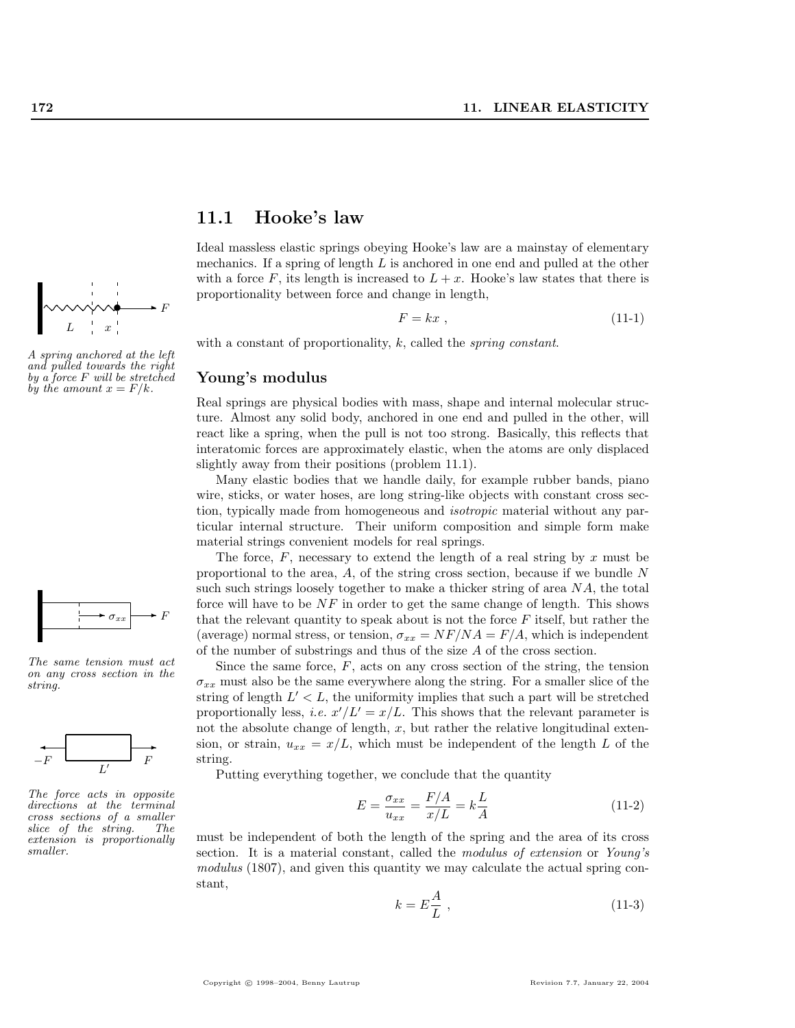## 11.1 Hooke's law

Ideal massless elastic springs obeying Hooke's law are a mainstay of elementary mechanics. If a spring of length $L$ is anchored in one end and pulled at the other with a force $F$, its length is increased to $L + x$. Hooke's law states that there is proportionality between force and change in length,

$$F = kx \ , \tag{11-1}$$

with a constant of proportionality, $k$, called the *spring constant*.

*A spring anchored at the left and pulled towards the right by a force $F$ will be stretched by the amount $x = F/k$.*

### Young's modulus

Real springs are physical bodies with mass, shape and internal molecular structure. Almost any solid body, anchored in one end and pulled in the other, will react like a spring, when the pull is not too strong. Basically, this reflects that interatomic forces are approximately elastic, when the atoms are only displaced slightly away from their positions (problem 11.1).

Many elastic bodies that we handle daily, for example rubber bands, piano wire, sticks, or water hoses, are long string-like objects with constant cross section, typically made from homogeneous and *isotropic* material without any particular internal structure. Their uniform composition and simple form make material strings convenient models for real springs.

The force, $F$, necessary to extend the length of a real string by $x$ must be proportional to the area, $A$, of the string cross section, because if we bundle $N$ such such strings loosely together to make a thicker string of area $NA$, the total force will have to be $NF$ in order to get the same change of length. This shows that the relevant quantity to speak about is not the force $F$ itself, but rather the (average) normal stress, or tension, $\sigma_{xx} = NF/NA = F/A$, which is independent of the number of substrings and thus of the size $A$ of the cross section.

*The same tension must act on any cross section in the string.*

Since the same force, $F$, acts on any cross section of the string, the tension $\sigma_{xx}$ must also be the same everywhere along the string. For a smaller slice of the string of length $L' < L$, the uniformity implies that such a part will be stretched proportionally less, *i.e.* $x'/L' = x/L$. This shows that the relevant parameter is not the absolute change of length, $x$, but rather the relative longitudinal extension, or strain, $u_{xx} = x/L$, which must be independent of the length $L$ of the string.

*The force acts in opposite directions at the terminal cross sections of a smaller slice of the string. The extension is proportionally smaller.*

Putting everything together, we conclude that the quantity

$$E = \frac{\sigma_{xx}}{u_{xx}} = \frac{F/A}{x/L} = k\frac{L}{A} \tag{11-2}$$

must be independent of both the length of the spring and the area of its cross section. It is a material constant, called the *modulus of extension* or *Young's modulus* (1807), and given this quantity we may calculate the actual spring constant,

$$k = E\frac{A}{L} \ , \tag{11-3}$$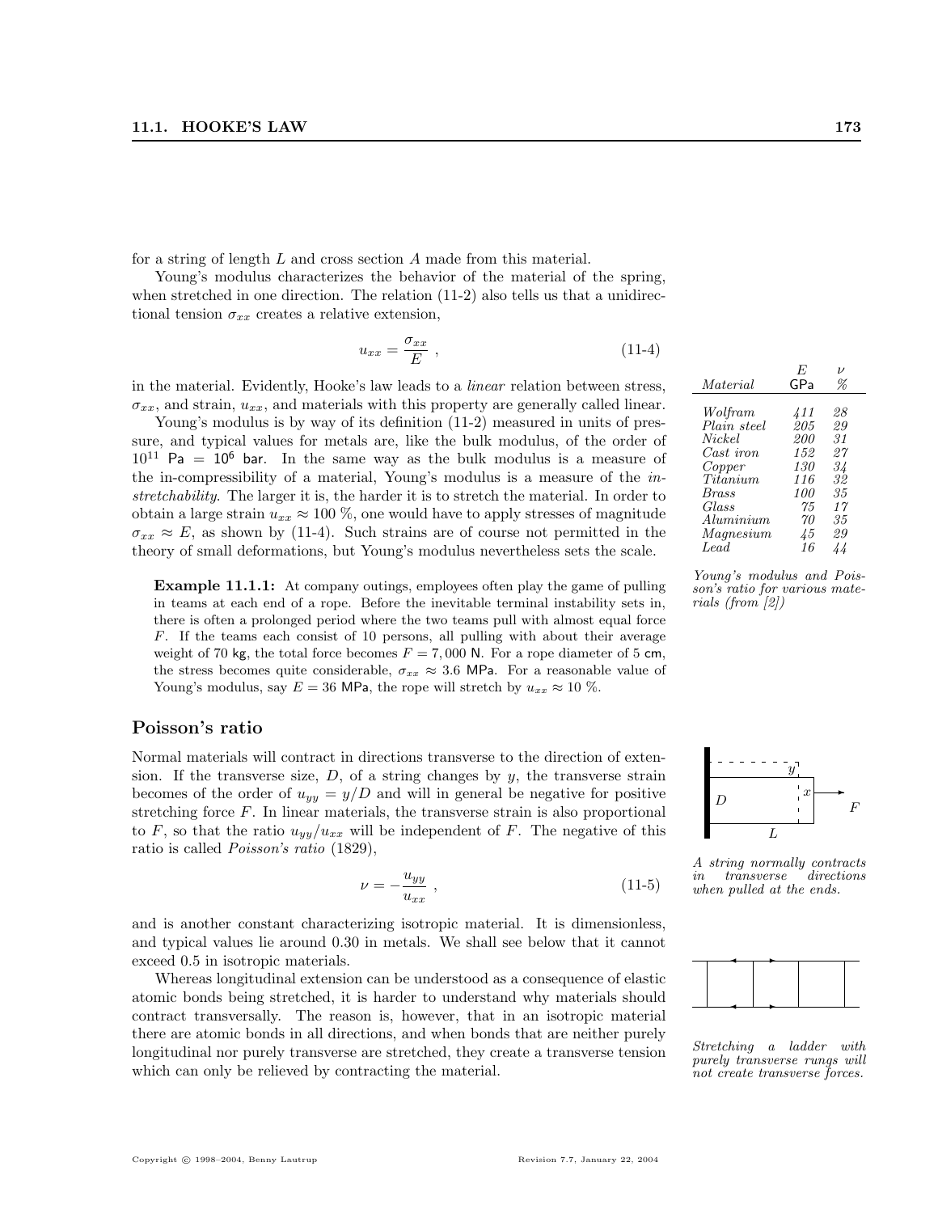for a string of length $L$ and cross section $A$ made from this material.

Young's modulus characterizes the behavior of the material of the spring, when stretched in one direction. The relation (11-2) also tells us that a unidirectional tension $\sigma_{xx}$ creates a relative extension,

$$u_{xx} = \frac{\sigma_{xx}}{E} \ , \tag{11-4}$$

in the material. Evidently, Hooke's law leads to a *linear* relation between stress, $\sigma_{xx}$, and strain, $u_{xx}$, and materials with this property are generally called linear.

Young's modulus is by way of its definition (11-2) measured in units of pressure, and typical values for metals are, like the bulk modulus, of the order of $10^{11}$ Pa = $10^6$ bar. In the same way as the bulk modulus is a measure of the in-compressibility of a material, Young's modulus is a measure of the *in-stretchability*. The larger it is, the harder it is to stretch the material. In order to obtain a large strain $u_{xx} \approx 100$ %, one would have to apply stresses of magnitude $\sigma_{xx} \approx E$, as shown by (11-4). Such strains are of course not permitted in the theory of small deformations, but Young's modulus nevertheless sets the scale.

| *Material* | $E$ GPa | $\nu$ % |
|---|---|---|
| *Wolfram* | *411* | *28* |
| *Plain steel* | *205* | *29* |
| *Nickel* | *200* | *31* |
| *Cast iron* | *152* | *27* |
| *Copper* | *130* | *34* |
| *Titanium* | *116* | *32* |
| *Brass* | *100* | *35* |
| *Glass* | *75* | *17* |
| *Aluminium* | *70* | *35* |
| *Magnesium* | *45* | *29* |
| *Lead* | *16* | *44* |

*Young's modulus and Poisson's ratio for various materials (from [2])*

**Example 11.1.1:** At company outings, employees often play the game of pulling in teams at each end of a rope. Before the inevitable terminal instability sets in, there is often a prolonged period where the two teams pull with almost equal force $F$. If the teams each consist of 10 persons, all pulling with about their average weight of 70 kg, the total force becomes $F = 7,000$ N. For a rope diameter of 5 cm, the stress becomes quite considerable, $\sigma_{xx} \approx 3.6$ MPa. For a reasonable value of Young's modulus, say $E = 36$ MPa, the rope will stretch by $u_{xx} \approx 10$ %.

## Poisson's ratio

Normal materials will contract in directions transverse to the direction of extension. If the transverse size, $D$, of a string changes by $y$, the transverse strain becomes of the order of $u_{yy} = y/D$ and will in general be negative for positive stretching force $F$. In linear materials, the transverse strain is also proportional to $F$, so that the ratio $u_{yy}/u_{xx}$ will be independent of $F$. The negative of this ratio is called *Poisson's ratio* (1829),

$$\nu = -\frac{u_{yy}}{u_{xx}} \ , \tag{11-5}$$

and is another constant characterizing isotropic material. It is dimensionless, and typical values lie around 0.30 in metals. We shall see below that it cannot exceed 0.5 in isotropic materials.

*A string normally contracts in transverse directions when pulled at the ends.*

Whereas longitudinal extension can be understood as a consequence of elastic atomic bonds being stretched, it is harder to understand why materials should contract transversally. The reason is, however, that in an isotropic material there are atomic bonds in all directions, and when bonds that are neither purely longitudinal nor purely transverse are stretched, they create a transverse tension which can only be relieved by contracting the material.

*Stretching a ladder with purely transverse rungs will not create transverse forces.*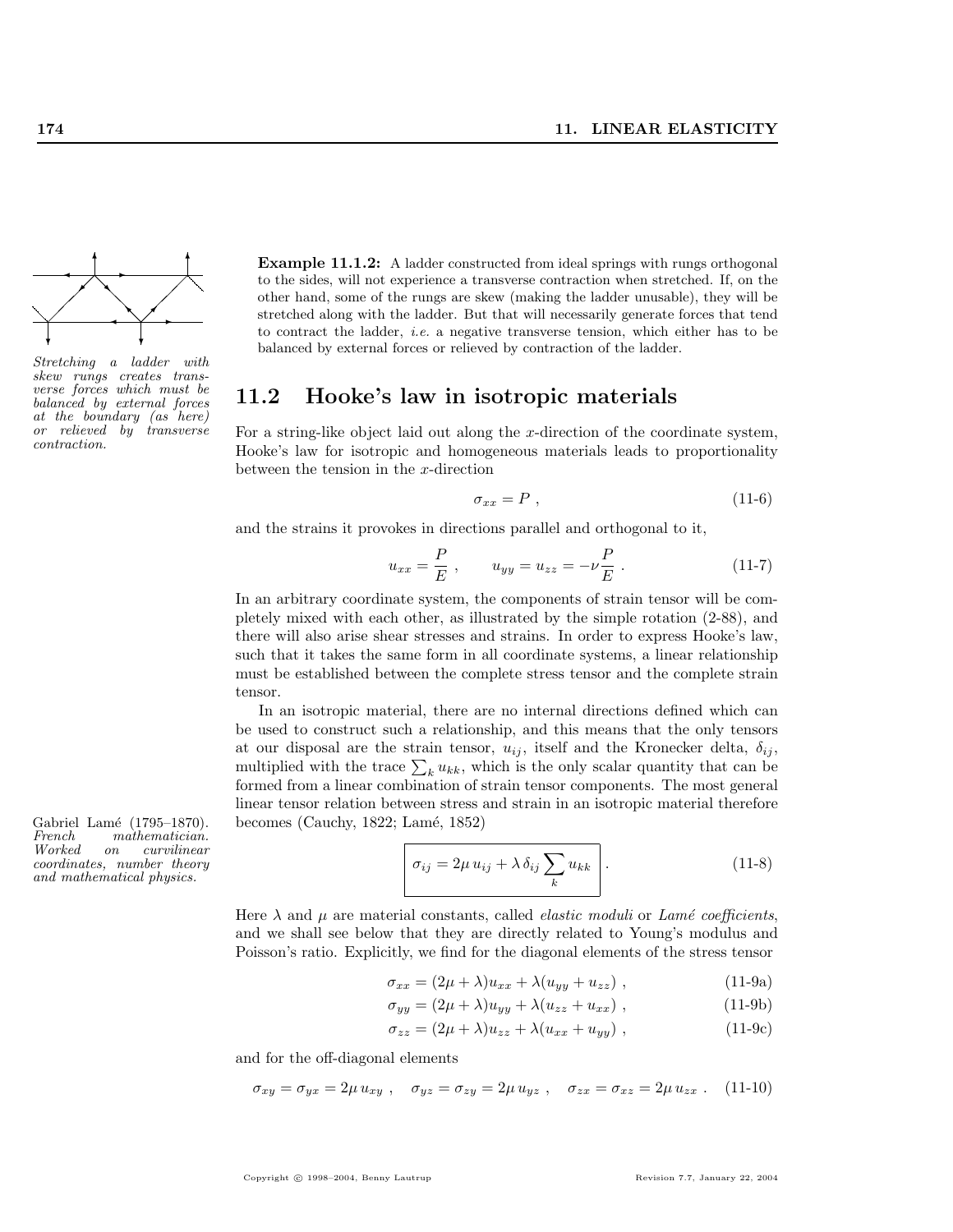*Stretching a ladder with skew rungs creates transverse forces which must be balanced by external forces at the boundary (as here) or relieved by transverse contraction.*

**Example 11.1.2:** A ladder constructed from ideal springs with rungs orthogonal to the sides, will not experience a transverse contraction when stretched. If, on the other hand, some of the rungs are skew (making the ladder unusable), they will be stretched along with the ladder. But that will necessarily generate forces that tend to contract the ladder, *i.e.* a negative transverse tension, which either has to be balanced by external forces or relieved by contraction of the ladder.

## 11.2 Hooke's law in isotropic materials

For a string-like object laid out along the $x$-direction of the coordinate system, Hooke's law for isotropic and homogeneous materials leads to proportionality between the tension in the $x$-direction

$$\sigma_{xx} = P \ , \tag{11-6}$$

and the strains it provokes in directions parallel and orthogonal to it,

$$u_{xx} = \frac{P}{E} \ , \qquad u_{yy} = u_{zz} = -\nu \frac{P}{E} \ . \tag{11-7}$$

In an arbitrary coordinate system, the components of strain tensor will be completely mixed with each other, as illustrated by the simple rotation (2-88), and there will also arise shear stresses and strains. In order to express Hooke's law, such that it takes the same form in all coordinate systems, a linear relationship must be established between the complete stress tensor and the complete strain tensor.

In an isotropic material, there are no internal directions defined which can be used to construct such a relationship, and this means that the only tensors at our disposal are the strain tensor, $u_{ij}$, itself and the Kronecker delta, $\delta_{ij}$, multiplied with the trace $\sum_k u_{kk}$, which is the only scalar quantity that can be formed from a linear combination of strain tensor components. The most general linear tensor relation between stress and strain in an isotropic material therefore becomes (Cauchy, 1822; Lamé, 1852)

Gabriel Lamé (1795–1870). *French mathematician. Worked on curvilinear coordinates, number theory and mathematical physics.*

$$\boxed{\sigma_{ij} = 2\mu \, u_{ij} + \lambda \, \delta_{ij} \sum_k u_{kk}} \ . \tag{11-8}$$

Here $\lambda$ and $\mu$ are material constants, called *elastic moduli* or *Lamé coefficients*, and we shall see below that they are directly related to Young's modulus and Poisson's ratio. Explicitly, we find for the diagonal elements of the stress tensor

$$\sigma_{xx} = (2\mu + \lambda) u_{xx} + \lambda (u_{yy} + u_{zz}) \ , \tag{11-9a}$$

$$\sigma_{yy} = (2\mu + \lambda) u_{yy} + \lambda (u_{zz} + u_{xx}) \ , \tag{11-9b}$$

$$\sigma_{zz} = (2\mu + \lambda) u_{zz} + \lambda (u_{xx} + u_{yy}) \ , \tag{11-9c}$$

and for the off-diagonal elements

$$\sigma_{xy} = \sigma_{yx} = 2\mu \, u_{xy} \ , \quad \sigma_{yz} = \sigma_{zy} = 2\mu \, u_{yz} \ , \quad \sigma_{zx} = \sigma_{xz} = 2\mu \, u_{zx} \ . \tag{11-10}$$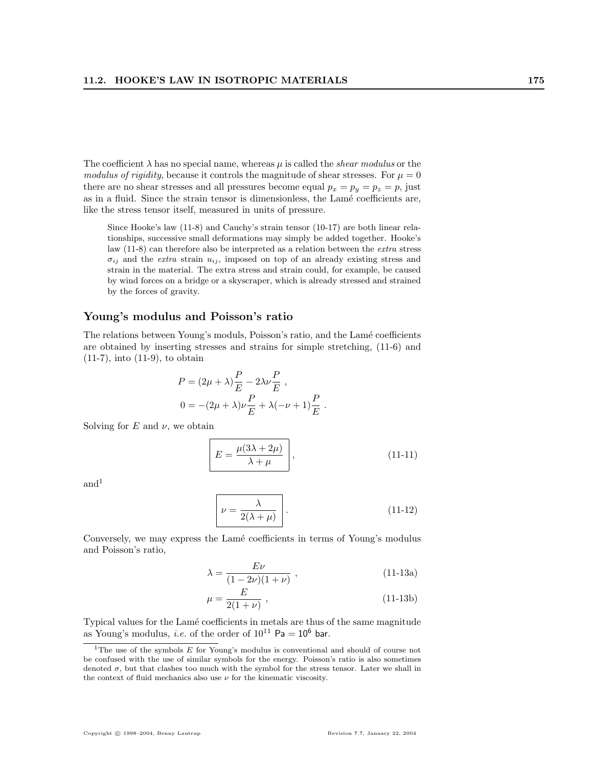The coefficient $\lambda$ has no special name, whereas $\mu$ is called the *shear modulus* or the *modulus of rigidity*, because it controls the magnitude of shear stresses. For $\mu = 0$ there are no shear stresses and all pressures become equal $p_x = p_y = p_z = p$, just as in a fluid. Since the strain tensor is dimensionless, the Lamé coefficients are, like the stress tensor itself, measured in units of pressure.

> Since Hooke's law (11-8) and Cauchy's strain tensor (10-17) are both linear relationships, successive small deformations may simply be added together. Hooke's law (11-8) can therefore also be interpreted as a relation between the *extra* stress $\sigma_{ij}$ and the *extra* strain $u_{ij}$, imposed on top of an already existing stress and strain in the material. The extra stress and strain could, for example, be caused by wind forces on a bridge or a skyscraper, which is already stressed and strained by the forces of gravity.

### Young's modulus and Poisson's ratio

The relations between Young's moduls, Poisson's ratio, and the Lamé coefficients are obtained by inserting stresses and strains for simple stretching, (11-6) and (11-7), into (11-9), to obtain

$$
\begin{aligned}
P &= (2\mu + \lambda)\frac{P}{E} - 2\lambda\nu\frac{P}{E} \,, \\
0 &= -(2\mu + \lambda)\nu\frac{P}{E} + \lambda(-\nu + 1)\frac{P}{E} \,.
\end{aligned}
$$

Solving for $E$ and $\nu$, we obtain

$$
\boxed{E = \frac{\mu(3\lambda + 2\mu)}{\lambda + \mu}} \,, \tag{11-11}
$$

and[1]

$$
\boxed{\nu = \frac{\lambda}{2(\lambda + \mu)}} \,. \tag{11-12}
$$

Conversely, we may express the Lamé coefficients in terms of Young's modulus and Poisson's ratio,

$$
\lambda = \frac{E\nu}{(1 - 2\nu)(1 + \nu)} \,, \tag{11-13a}
$$

$$
\mu = \frac{E}{2(1 + \nu)} \,, \tag{11-13b}
$$

Typical values for the Lamé coefficients in metals are thus of the same magnitude as Young's modulus, *i.e.* of the order of $10^{11}$ Pa $= 10^6$ bar.

[1] The use of the symbols $E$ for Young's modulus is conventional and should of course not be confused with the use of similar symbols for the energy. Poisson's ratio is also sometimes denoted $\sigma$, but that clashes too much with the symbol for the stress tensor. Later we shall in the context of fluid mechanics also use $\nu$ for the kinematic viscosity.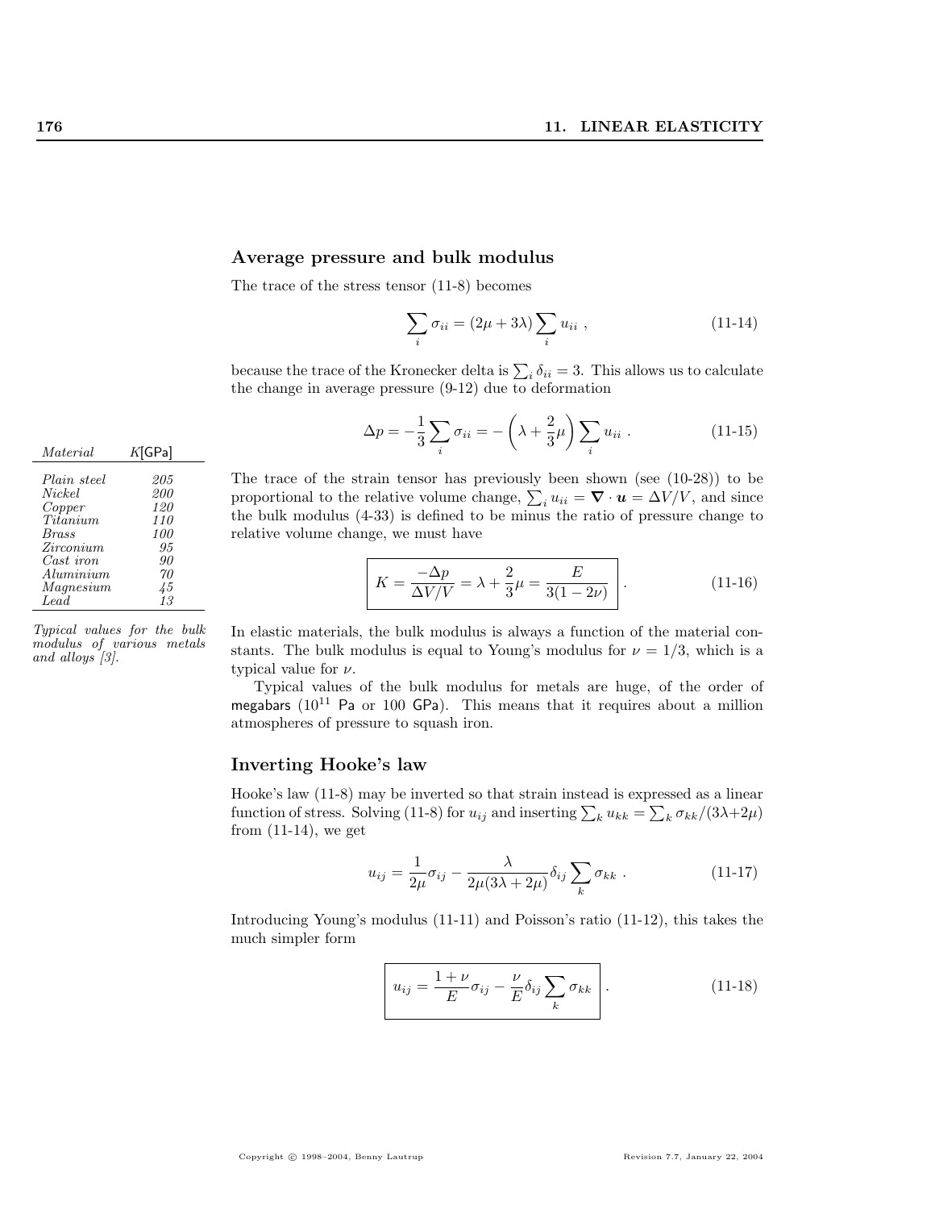## Average pressure and bulk modulus

The trace of the stress tensor (11-8) becomes

$$\sum_i \sigma_{ii} = (2\mu + 3\lambda) \sum_i u_{ii} \ , \tag{11-14}$$

because the trace of the Kronecker delta is $\sum_i \delta_{ii} = 3$. This allows us to calculate the change in average pressure (9-12) due to deformation

$$\Delta p = -\frac{1}{3} \sum_i \sigma_{ii} = -\left(\lambda + \frac{2}{3}\mu\right) \sum_i u_{ii} \ . \tag{11-15}$$

| *Material* | $K$[GPa] |
|---|---|
| *Plain steel* | *205* |
| *Nickel* | *200* |
| *Copper* | *120* |
| *Titanium* | *110* |
| *Brass* | *100* |
| *Zirconium* | *95* |
| *Cast iron* | *90* |
| *Aluminium* | *70* |
| *Magnesium* | *45* |
| *Lead* | *13* |

*Typical values for the bulk modulus of various metals and alloys [3].*

The trace of the strain tensor has previously been shown (see (10-28)) to be proportional to the relative volume change, $\sum_i u_{ii} = \boldsymbol{\nabla} \cdot \boldsymbol{u} = \Delta V/V$, and since the bulk modulus (4-33) is defined to be minus the ratio of pressure change to relative volume change, we must have

$$\boxed{K = \frac{-\Delta p}{\Delta V/V} = \lambda + \frac{2}{3}\mu = \frac{E}{3(1-2\nu)}} \ . \tag{11-16}$$

In elastic materials, the bulk modulus is always a function of the material constants. The bulk modulus is equal to Young's modulus for $\nu = 1/3$, which is a typical value for $\nu$.

Typical values of the bulk modulus for metals are huge, of the order of megabars ($10^{11}$ Pa or 100 GPa). This means that it requires about a million atmospheres of pressure to squash iron.

## Inverting Hooke's law

Hooke's law (11-8) may be inverted so that strain instead is expressed as a linear function of stress. Solving (11-8) for $u_{ij}$ and inserting $\sum_k u_{kk} = \sum_k \sigma_{kk}/(3\lambda+2\mu)$ from (11-14), we get

$$u_{ij} = \frac{1}{2\mu}\sigma_{ij} - \frac{\lambda}{2\mu(3\lambda + 2\mu)}\delta_{ij} \sum_k \sigma_{kk} \ . \tag{11-17}$$

Introducing Young's modulus (11-11) and Poisson's ratio (11-12), this takes the much simpler form

$$\boxed{u_{ij} = \frac{1+\nu}{E}\sigma_{ij} - \frac{\nu}{E}\delta_{ij} \sum_k \sigma_{kk}} \ . \tag{11-18}$$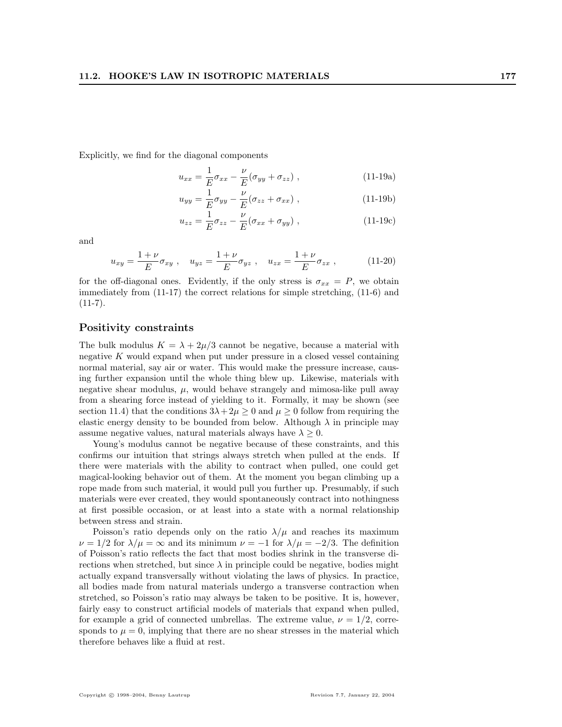Explicitly, we find for the diagonal components

$$u_{xx} = \frac{1}{E}\sigma_{xx} - \frac{\nu}{E}(\sigma_{yy} + \sigma_{zz}) , \tag{11-19a}$$

$$u_{yy} = \frac{1}{E}\sigma_{yy} - \frac{\nu}{E}(\sigma_{zz} + \sigma_{xx}) , \tag{11-19b}$$

$$u_{zz} = \frac{1}{E}\sigma_{zz} - \frac{\nu}{E}(\sigma_{xx} + \sigma_{yy}) , \tag{11-19c}$$

and

$$u_{xy} = \frac{1+\nu}{E}\sigma_{xy} , \quad u_{yz} = \frac{1+\nu}{E}\sigma_{yz} , \quad u_{zx} = \frac{1+\nu}{E}\sigma_{zx} , \tag{11-20}$$

for the off-diagonal ones. Evidently, if the only stress is $\sigma_{xx} = P$, we obtain immediately from (11-17) the correct relations for simple stretching, (11-6) and (11-7).

## Positivity constraints

The bulk modulus $K = \lambda + 2\mu/3$ cannot be negative, because a material with negative $K$ would expand when put under pressure in a closed vessel containing normal material, say air or water. This would make the pressure increase, causing further expansion until the whole thing blew up. Likewise, materials with negative shear modulus, $\mu$, would behave strangely and mimosa-like pull away from a shearing force instead of yielding to it. Formally, it may be shown (see section 11.4) that the conditions $3\lambda + 2\mu \geq 0$ and $\mu \geq 0$ follow from requiring the elastic energy density to be bounded from below. Although $\lambda$ in principle may assume negative values, natural materials always have $\lambda \geq 0$.

Young's modulus cannot be negative because of these constraints, and this confirms our intuition that strings always stretch when pulled at the ends. If there were materials with the ability to contract when pulled, one could get magical-looking behavior out of them. At the moment you began climbing up a rope made from such material, it would pull you further up. Presumably, if such materials were ever created, they would spontaneously contract into nothingness at first possible occasion, or at least into a state with a normal relationship between stress and strain.

Poisson's ratio depends only on the ratio $\lambda/\mu$ and reaches its maximum $\nu = 1/2$ for $\lambda/\mu = \infty$ and its minimum $\nu = -1$ for $\lambda/\mu = -2/3$. The definition of Poisson's ratio reflects the fact that most bodies shrink in the transverse directions when stretched, but since $\lambda$ in principle could be negative, bodies might actually expand transversally without violating the laws of physics. In practice, all bodies made from natural materials undergo a transverse contraction when stretched, so Poisson's ratio may always be taken to be positive. It is, however, fairly easy to construct artificial models of materials that expand when pulled, for example a grid of connected umbrellas. The extreme value, $\nu = 1/2$, corresponds to $\mu = 0$, implying that there are no shear stresses in the material which therefore behaves like a fluid at rest.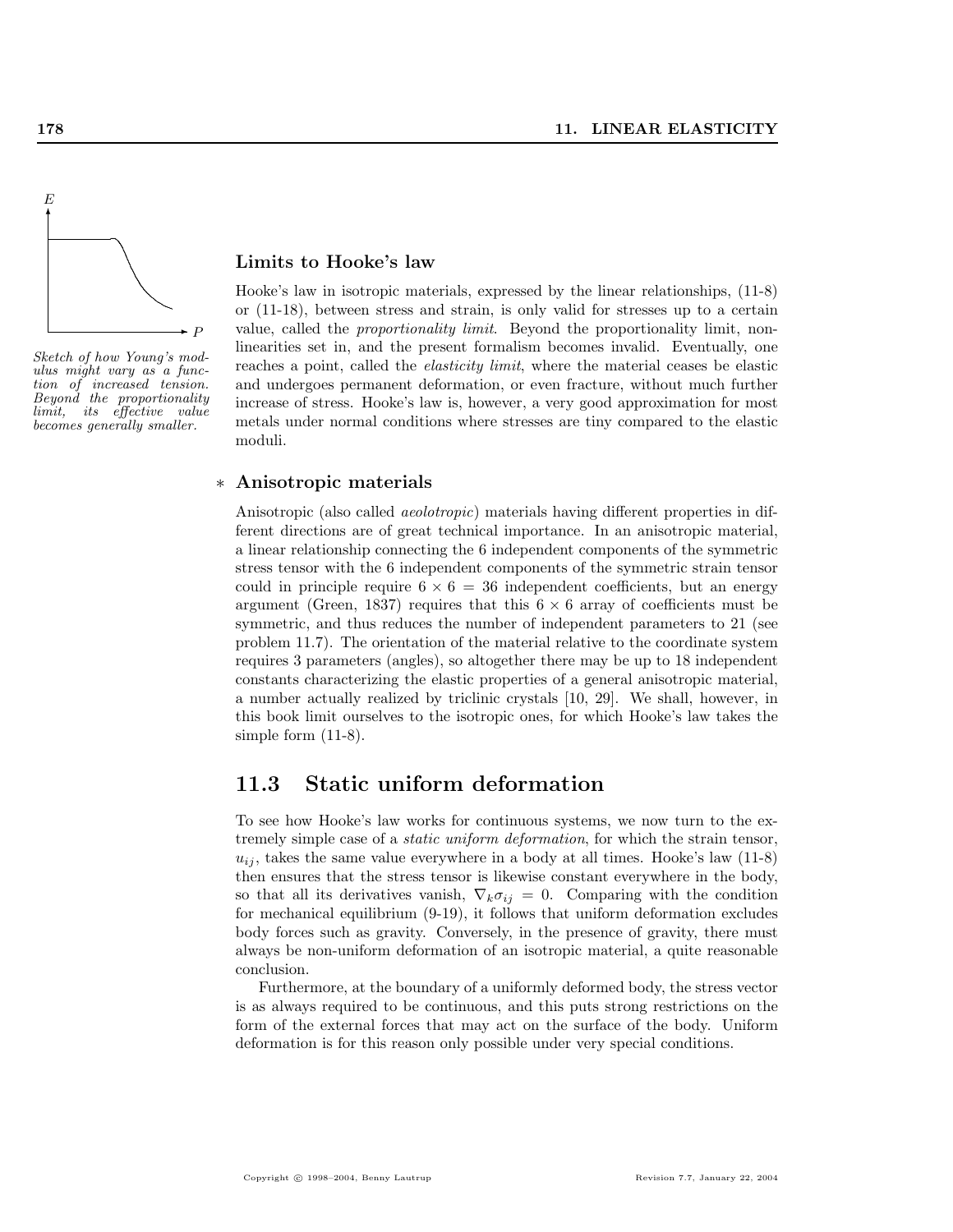Sketch of how Young's modulus might vary as a function of increased tension. Beyond the proportionality limit, its effective value becomes generally smaller.

### Limits to Hooke's law

Hooke's law in isotropic materials, expressed by the linear relationships, (11-8) or (11-18), between stress and strain, is only valid for stresses up to a certain value, called the *proportionality limit*. Beyond the proportionality limit, nonlinearities set in, and the present formalism becomes invalid. Eventually, one reaches a point, called the *elasticity limit*, where the material ceases be elastic and undergoes permanent deformation, or even fracture, without much further increase of stress. Hooke's law is, however, a very good approximation for most metals under normal conditions where stresses are tiny compared to the elastic moduli.

### * Anisotropic materials

Anisotropic (also called *aeolotropic*) materials having different properties in different directions are of great technical importance. In an anisotropic material, a linear relationship connecting the 6 independent components of the symmetric stress tensor with the 6 independent components of the symmetric strain tensor could in principle require $6 \times 6 = 36$ independent coefficients, but an energy argument (Green, 1837) requires that this $6 \times 6$ array of coefficients must be symmetric, and thus reduces the number of independent parameters to 21 (see problem 11.7). The orientation of the material relative to the coordinate system requires 3 parameters (angles), so altogether there may be up to 18 independent constants characterizing the elastic properties of a general anisotropic material, a number actually realized by triclinic crystals [10, 29]. We shall, however, in this book limit ourselves to the isotropic ones, for which Hooke's law takes the simple form (11-8).

## 11.3 Static uniform deformation

To see how Hooke's law works for continuous systems, we now turn to the extremely simple case of a *static uniform deformation*, for which the strain tensor, $u_{ij}$, takes the same value everywhere in a body at all times. Hooke's law (11-8) then ensures that the stress tensor is likewise constant everywhere in the body, so that all its derivatives vanish, $\nabla_k \sigma_{ij} = 0$. Comparing with the condition for mechanical equilibrium (9-19), it follows that uniform deformation excludes body forces such as gravity. Conversely, in the presence of gravity, there must always be non-uniform deformation of an isotropic material, a quite reasonable conclusion.

Furthermore, at the boundary of a uniformly deformed body, the stress vector is as always required to be continuous, and this puts strong restrictions on the form of the external forces that may act on the surface of the body. Uniform deformation is for this reason only possible under very special conditions.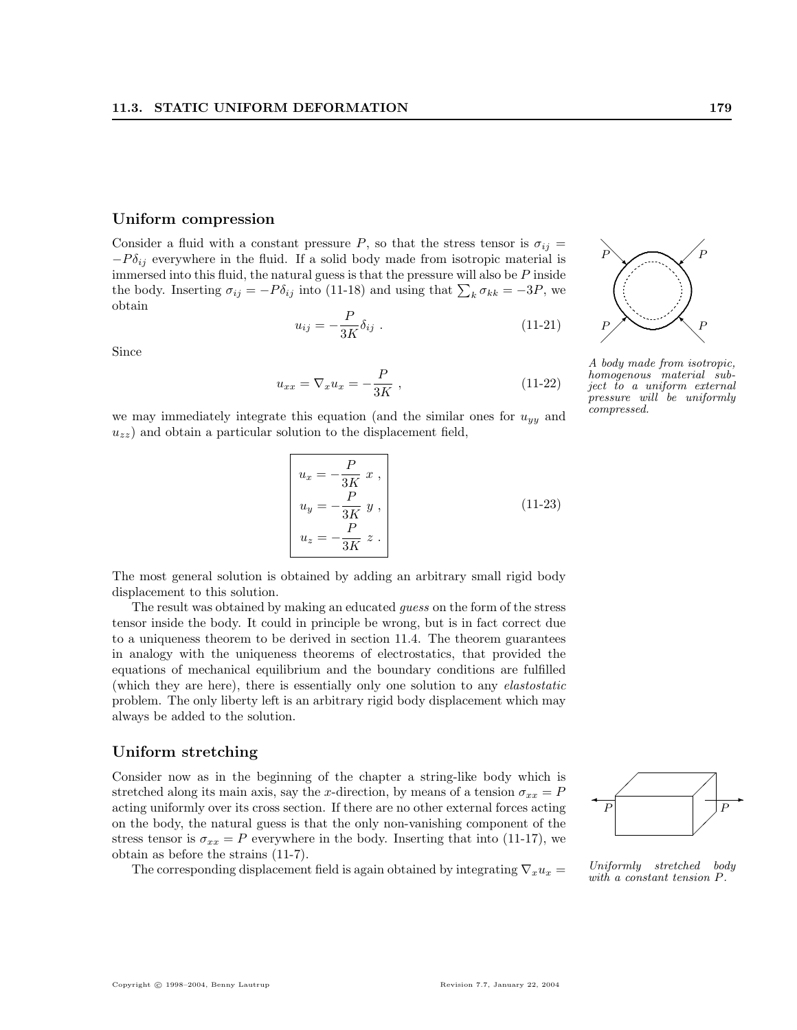## Uniform compression

Consider a fluid with a constant pressure $P$, so that the stress tensor is $\sigma_{ij} = -P\delta_{ij}$ everywhere in the fluid. If a solid body made from isotropic material is immersed into this fluid, the natural guess is that the pressure will also be $P$ inside the body. Inserting $\sigma_{ij} = -P\delta_{ij}$ into (11-18) and using that $\sum_k \sigma_{kk} = -3P$, we obtain

$$u_{ij} = -\frac{P}{3K}\delta_{ij} \; . \tag{11-21}$$

*A body made from isotropic, homogenous material subject to a uniform external pressure will be uniformly compressed.*

Since

$$u_{xx} = \nabla_x u_x = -\frac{P}{3K} \; , \tag{11-22}$$

we may immediately integrate this equation (and the similar ones for $u_{yy}$ and $u_{zz}$) and obtain a particular solution to the displacement field,

$$\boxed{\begin{aligned} u_x &= -\frac{P}{3K}\; x \; , \\ u_y &= -\frac{P}{3K}\; y \; , \\ u_z &= -\frac{P}{3K}\; z \; . \end{aligned}} \tag{11-23}$$

The most general solution is obtained by adding an arbitrary small rigid body displacement to this solution.

The result was obtained by making an educated *guess* on the form of the stress tensor inside the body. It could in principle be wrong, but is in fact correct due to a uniqueness theorem to be derived in section 11.4. The theorem guarantees in analogy with the uniqueness theorems of electrostatics, that provided the equations of mechanical equilibrium and the boundary conditions are fulfilled (which they are here), there is essentially only one solution to any *elastostatic* problem. The only liberty left is an arbitrary rigid body displacement which may always be added to the solution.

## Uniform stretching

Consider now as in the beginning of the chapter a string-like body which is stretched along its main axis, say the $x$-direction, by means of a tension $\sigma_{xx} = P$ acting uniformly over its cross section. If there are no other external forces acting on the body, the natural guess is that the only non-vanishing component of the stress tensor is $\sigma_{xx} = P$ everywhere in the body. Inserting that into (11-17), we obtain as before the strains (11-7).

*Uniformly stretched body with a constant tension $P$.*

The corresponding displacement field is again obtained by integrating $\nabla_x u_x =$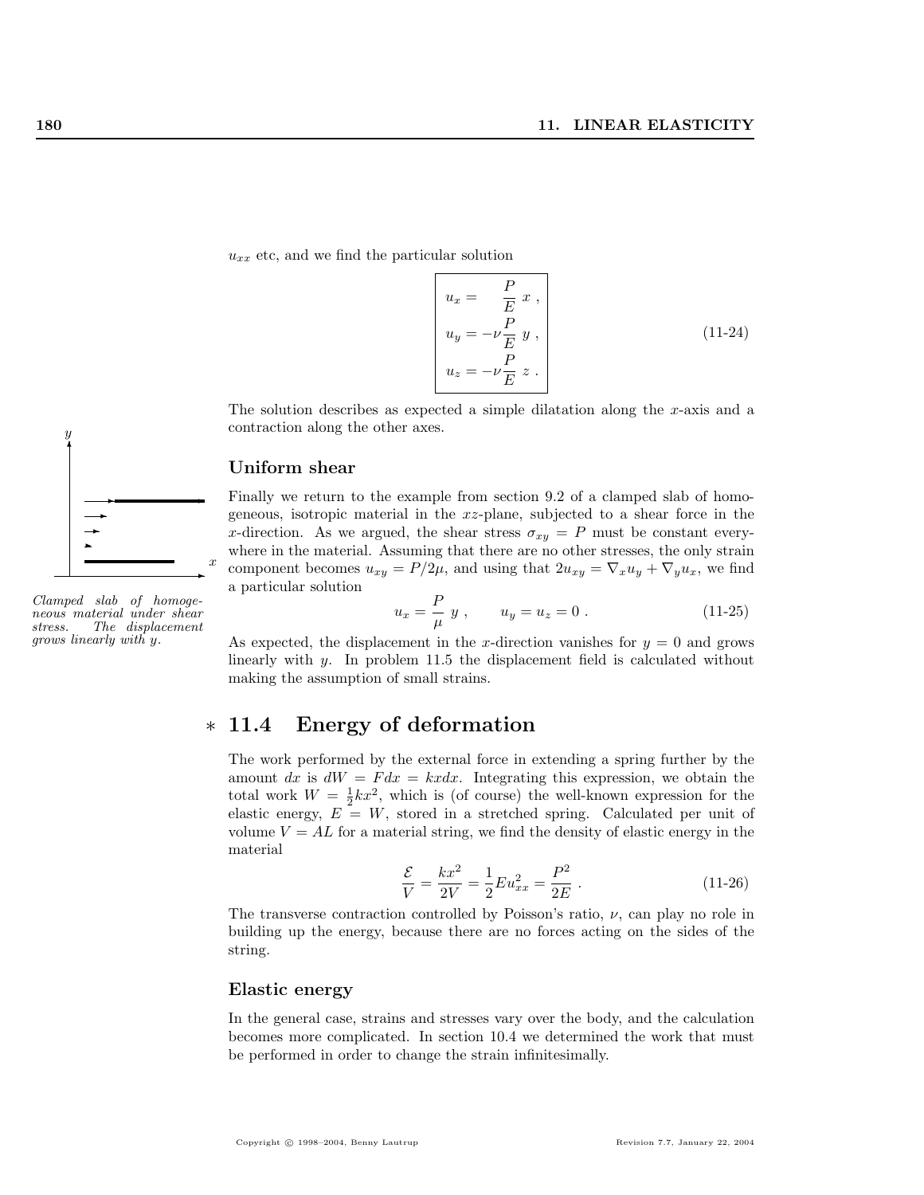$u_{xx}$ etc, and we find the particular solution

$$
\boxed{
\begin{aligned}
u_x &= \quad \frac{P}{E}\, x \ , \\
u_y &= -\nu \frac{P}{E}\, y \ , \\
u_z &= -\nu \frac{P}{E}\, z \ .
\end{aligned}
}
\tag{11-24}
$$

The solution describes as expected a simple dilatation along the $x$-axis and a contraction along the other axes.

### Uniform shear

Finally we return to the example from section 9.2 of a clamped slab of homogeneous, isotropic material in the $xz$-plane, subjected to a shear force in the $x$-direction. As we argued, the shear stress $\sigma_{xy} = P$ must be constant everywhere in the material. Assuming that there are no other stresses, the only strain component becomes $u_{xy} = P/2\mu$, and using that $2u_{xy} = \nabla_x u_y + \nabla_y u_x$, we find a particular solution

$$
u_x = \frac{P}{\mu}\, y \ , \qquad u_y = u_z = 0 \ . \tag{11-25}
$$

*Clamped slab of homogeneous material under shear stress. The displacement grows linearly with y.*

As expected, the displacement in the $x$-direction vanishes for $y = 0$ and grows linearly with $y$. In problem 11.5 the displacement field is calculated without making the assumption of small strains.

## ∗ 11.4 Energy of deformation

The work performed by the external force in extending a spring further by the amount $dx$ is $dW = F dx = kx dx$. Integrating this expression, we obtain the total work $W = \frac{1}{2}kx^2$, which is (of course) the well-known expression for the elastic energy, $E = W$, stored in a stretched spring. Calculated per unit of volume $V = AL$ for a material string, we find the density of elastic energy in the material

$$
\frac{\mathcal{E}}{V} = \frac{kx^2}{2V} = \frac{1}{2} E u_{xx}^2 = \frac{P^2}{2E} \ . \tag{11-26}
$$

The transverse contraction controlled by Poisson's ratio, $\nu$, can play no role in building up the energy, because there are no forces acting on the sides of the string.

### Elastic energy

In the general case, strains and stresses vary over the body, and the calculation becomes more complicated. In section 10.4 we determined the work that must be performed in order to change the strain infinitesimally.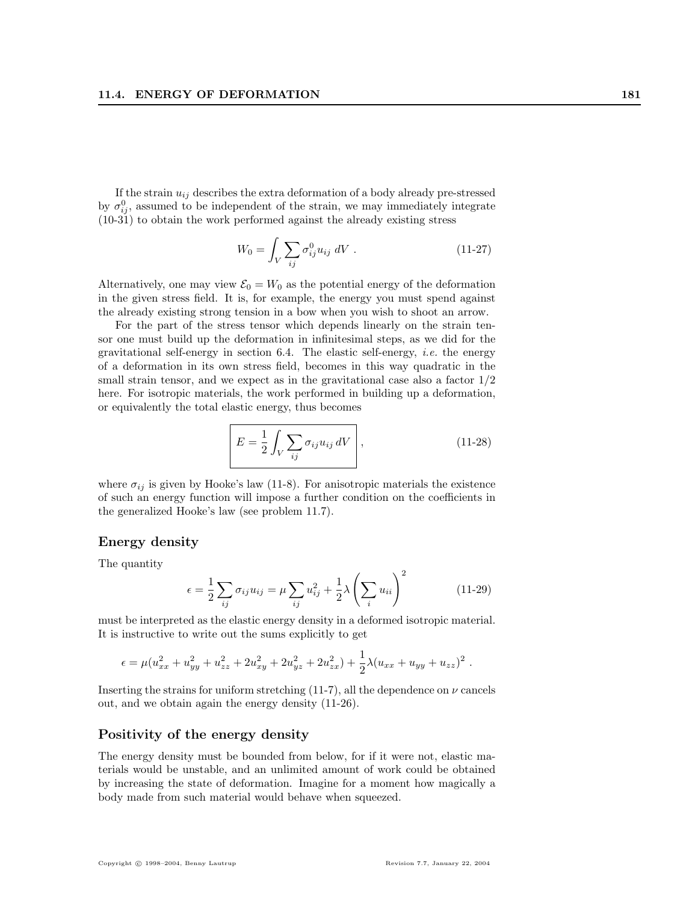If the strain $u_{ij}$ describes the extra deformation of a body already pre-stressed by $\sigma^0_{ij}$, assumed to be independent of the strain, we may immediately integrate (10-31) to obtain the work performed against the already existing stress

$$W_0 = \int_V \sum_{ij} \sigma^0_{ij} u_{ij} \, dV \ . \tag{11-27}$$

Alternatively, one may view $\mathcal{E}_0 = W_0$ as the potential energy of the deformation in the given stress field. It is, for example, the energy you must spend against the already existing strong tension in a bow when you wish to shoot an arrow.

For the part of the stress tensor which depends linearly on the strain tensor one must build up the deformation in infinitesimal steps, as we did for the gravitational self-energy in section 6.4. The elastic self-energy, *i.e.* the energy of a deformation in its own stress field, becomes in this way quadratic in the small strain tensor, and we expect as in the gravitational case also a factor 1/2 here. For isotropic materials, the work performed in building up a deformation, or equivalently the total elastic energy, thus becomes

$$\boxed{E = \frac{1}{2} \int_V \sum_{ij} \sigma_{ij} u_{ij} \, dV} \ , \tag{11-28}$$

where $\sigma_{ij}$ is given by Hooke's law (11-8). For anisotropic materials the existence of such an energy function will impose a further condition on the coefficients in the generalized Hooke's law (see problem 11.7).

## Energy density

The quantity

$$\epsilon = \frac{1}{2} \sum_{ij} \sigma_{ij} u_{ij} = \mu \sum_{ij} u_{ij}^2 + \frac{1}{2} \lambda \left( \sum_i u_{ii} \right)^2 \tag{11-29}$$

must be interpreted as the elastic energy density in a deformed isotropic material. It is instructive to write out the sums explicitly to get

$$\epsilon = \mu (u_{xx}^2 + u_{yy}^2 + u_{zz}^2 + 2u_{xy}^2 + 2u_{yz}^2 + 2u_{zx}^2) + \frac{1}{2} \lambda (u_{xx} + u_{yy} + u_{zz})^2 \ .$$

Inserting the strains for uniform stretching (11-7), all the dependence on $\nu$ cancels out, and we obtain again the energy density (11-26).

## Positivity of the energy density

The energy density must be bounded from below, for if it were not, elastic materials would be unstable, and an unlimited amount of work could be obtained by increasing the state of deformation. Imagine for a moment how magically a body made from such material would behave when squeezed.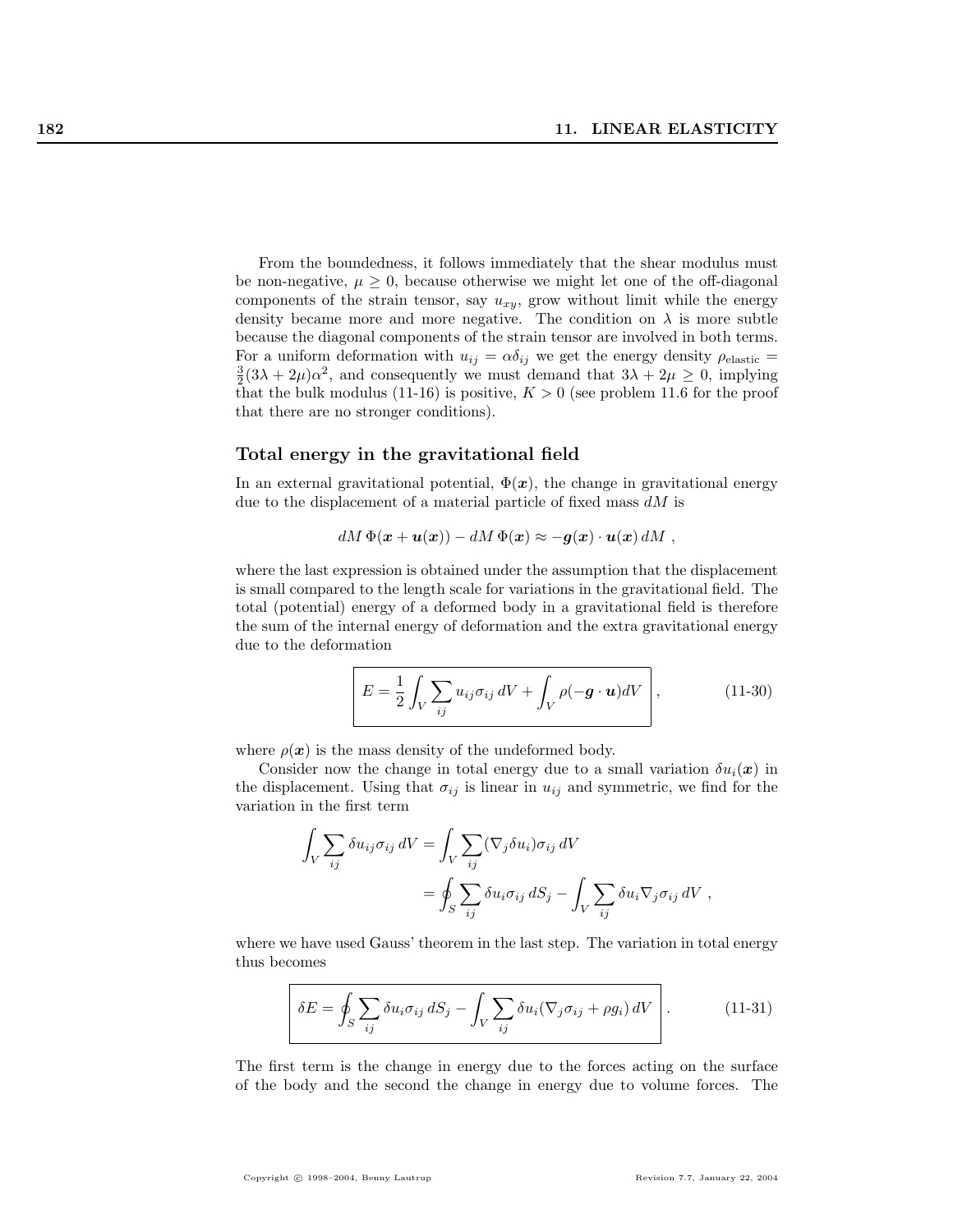From the boundedness, it follows immediately that the shear modulus must be non-negative, $\mu \geq 0$, because otherwise we might let one of the off-diagonal components of the strain tensor, say $u_{xy}$, grow without limit while the energy density became more and more negative. The condition on $\lambda$ is more subtle because the diagonal components of the strain tensor are involved in both terms. For a uniform deformation with $u_{ij} = \alpha\delta_{ij}$ we get the energy density $\rho_{\text{elastic}} = \frac{3}{2}(3\lambda + 2\mu)\alpha^2$, and consequently we must demand that $3\lambda + 2\mu \geq 0$, implying that the bulk modulus (11-16) is positive, $K > 0$ (see problem 11.6 for the proof that there are no stronger conditions).

## Total energy in the gravitational field

In an external gravitational potential, $\Phi(\boldsymbol{x})$, the change in gravitational energy due to the displacement of a material particle of fixed mass $dM$ is

$$dM\,\Phi(\boldsymbol{x} + \boldsymbol{u}(\boldsymbol{x})) - dM\,\Phi(\boldsymbol{x}) \approx -\boldsymbol{g}(\boldsymbol{x}) \cdot \boldsymbol{u}(\boldsymbol{x})\,dM\ ,$$

where the last expression is obtained under the assumption that the displacement is small compared to the length scale for variations in the gravitational field. The total (potential) energy of a deformed body in a gravitational field is therefore the sum of the internal energy of deformation and the extra gravitational energy due to the deformation

$$\boxed{E = \frac{1}{2}\int_V \sum_{ij} u_{ij}\sigma_{ij}\,dV + \int_V \rho(-\boldsymbol{g}\cdot\boldsymbol{u})dV}\ , \tag{11-30}$$

where $\rho(\boldsymbol{x})$ is the mass density of the undeformed body.

Consider now the change in total energy due to a small variation $\delta u_i(\boldsymbol{x})$ in the displacement. Using that $\sigma_{ij}$ is linear in $u_{ij}$ and symmetric, we find for the variation in the first term

$$\begin{aligned}\int_V \sum_{ij} \delta u_{ij}\sigma_{ij}\,dV &= \int_V \sum_{ij} (\nabla_j \delta u_i)\sigma_{ij}\,dV \\ &= \oint_S \sum_{ij} \delta u_i \sigma_{ij}\,dS_j - \int_V \sum_{ij} \delta u_i \nabla_j \sigma_{ij}\,dV\ ,\end{aligned}$$

where we have used Gauss' theorem in the last step. The variation in total energy thus becomes

$$\boxed{\delta E = \oint_S \sum_{ij} \delta u_i \sigma_{ij}\,dS_j - \int_V \sum_{ij} \delta u_i (\nabla_j \sigma_{ij} + \rho g_i)\,dV}\ . \tag{11-31}$$

The first term is the change in energy due to the forces acting on the surface of the body and the second the change in energy due to volume forces. The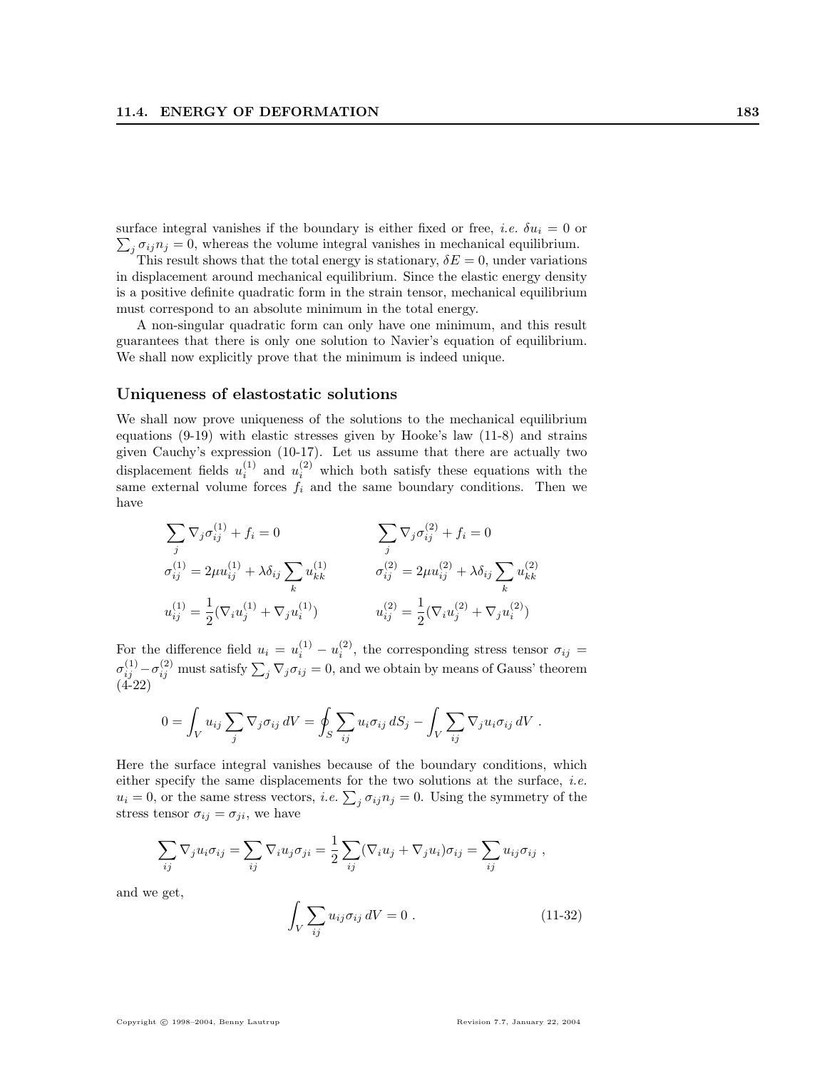surface integral vanishes if the boundary is either fixed or free, *i.e.* $\delta u_i = 0$ or $\sum_j \sigma_{ij} n_j = 0$, whereas the volume integral vanishes in mechanical equilibrium.

This result shows that the total energy is stationary, $\delta E = 0$, under variations in displacement around mechanical equilibrium. Since the elastic energy density is a positive definite quadratic form in the strain tensor, mechanical equilibrium must correspond to an absolute minimum in the total energy.

A non-singular quadratic form can only have one minimum, and this result guarantees that there is only one solution to Navier's equation of equilibrium. We shall now explicitly prove that the minimum is indeed unique.

### Uniqueness of elastostatic solutions

We shall now prove uniqueness of the solutions to the mechanical equilibrium equations (9-19) with elastic stresses given by Hooke's law (11-8) and strains given Cauchy's expression (10-17). Let us assume that there are actually two displacement fields $u_i^{(1)}$ and $u_i^{(2)}$ which both satisfy these equations with the same external volume forces $f_i$ and the same boundary conditions. Then we have

$$\sum_j \nabla_j \sigma_{ij}^{(1)} + f_i = 0 \qquad\qquad \sum_j \nabla_j \sigma_{ij}^{(2)} + f_i = 0$$

$$\sigma_{ij}^{(1)} = 2\mu u_{ij}^{(1)} + \lambda \delta_{ij} \sum_k u_{kk}^{(1)} \qquad\qquad \sigma_{ij}^{(2)} = 2\mu u_{ij}^{(2)} + \lambda \delta_{ij} \sum_k u_{kk}^{(2)}$$

$$u_{ij}^{(1)} = \frac{1}{2}(\nabla_i u_j^{(1)} + \nabla_j u_i^{(1)}) \qquad\qquad u_{ij}^{(2)} = \frac{1}{2}(\nabla_i u_j^{(2)} + \nabla_j u_i^{(2)})$$

For the difference field $u_i = u_i^{(1)} - u_i^{(2)}$, the corresponding stress tensor $\sigma_{ij} = \sigma_{ij}^{(1)} - \sigma_{ij}^{(2)}$ must satisfy $\sum_j \nabla_j \sigma_{ij} = 0$, and we obtain by means of Gauss' theorem (4-22)

$$0 = \int_V u_{ij} \sum_j \nabla_j \sigma_{ij} \, dV = \oint_S \sum_{ij} u_i \sigma_{ij} \, dS_j - \int_V \sum_{ij} \nabla_j u_i \sigma_{ij} \, dV \ .$$

Here the surface integral vanishes because of the boundary conditions, which either specify the same displacements for the two solutions at the surface, *i.e.* $u_i = 0$, or the same stress vectors, *i.e.* $\sum_j \sigma_{ij} n_j = 0$. Using the symmetry of the stress tensor $\sigma_{ij} = \sigma_{ji}$, we have

$$\sum_{ij} \nabla_j u_i \sigma_{ij} = \sum_{ij} \nabla_i u_j \sigma_{ji} = \frac{1}{2} \sum_{ij} (\nabla_i u_j + \nabla_j u_i) \sigma_{ij} = \sum_{ij} u_{ij} \sigma_{ij} \ ,$$

and we get,

$$\int_V \sum_{ij} u_{ij} \sigma_{ij} \, dV = 0 \ . \qquad (11\text{-}32)$$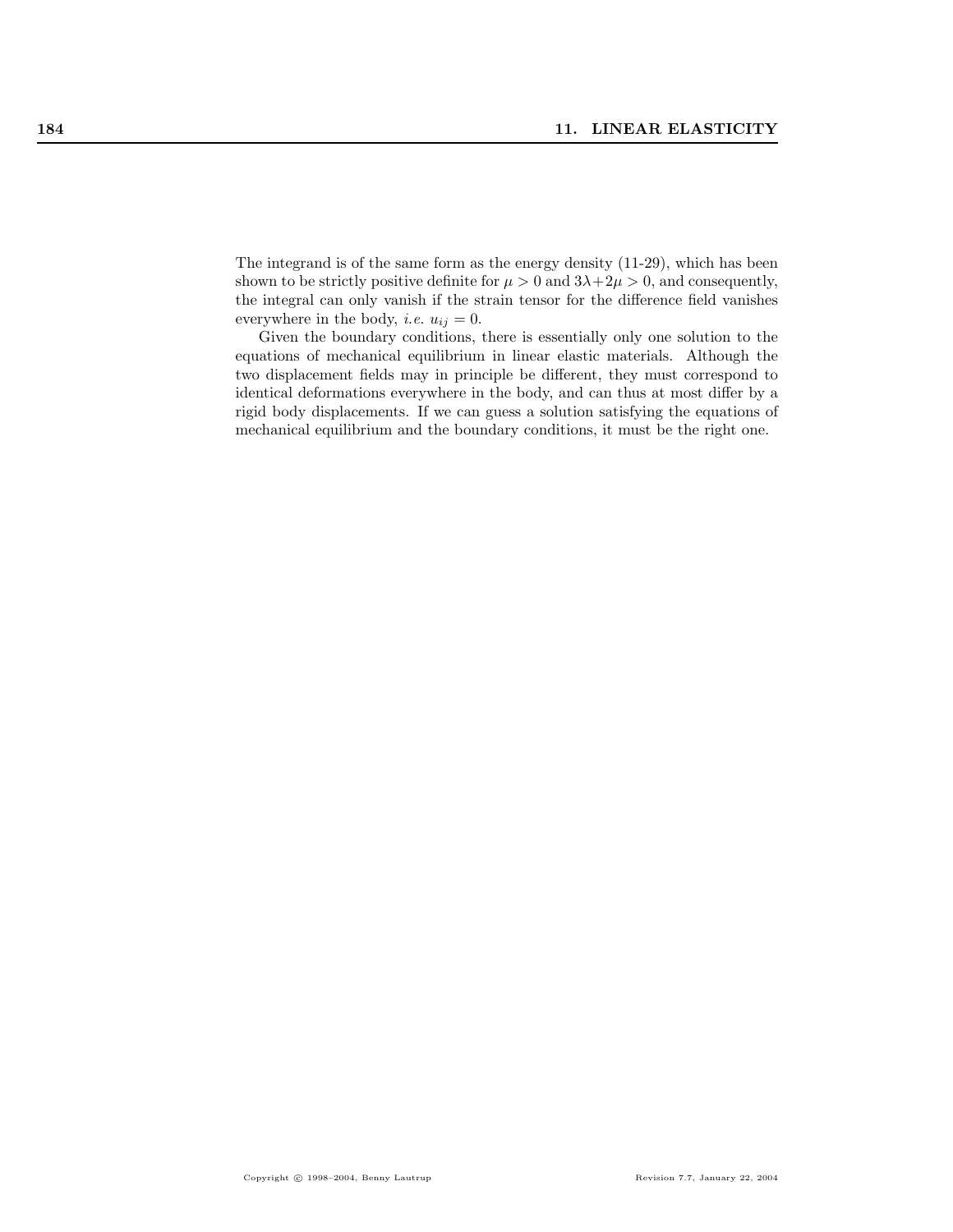The integrand is of the same form as the energy density (11-29), which has been shown to be strictly positive definite for $\mu > 0$ and $3\lambda + 2\mu > 0$, and consequently, the integral can only vanish if the strain tensor for the difference field vanishes everywhere in the body, *i.e.* $u_{ij} = 0$.

Given the boundary conditions, there is essentially only one solution to the equations of mechanical equilibrium in linear elastic materials. Although the two displacement fields may in principle be different, they must correspond to identical deformations everywhere in the body, and can thus at most differ by a rigid body displacements. If we can guess a solution satisfying the equations of mechanical equilibrium and the boundary conditions, it must be the right one.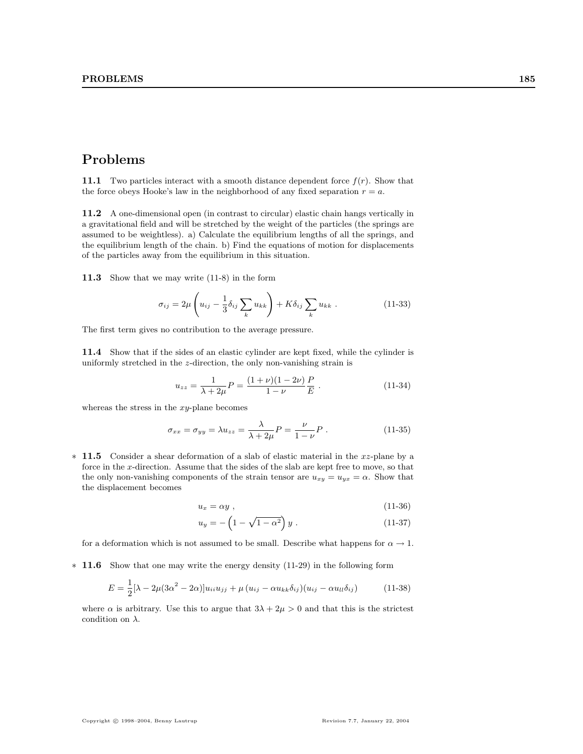# Problems

**11.1** Two particles interact with a smooth distance dependent force $f(r)$. Show that the force obeys Hooke's law in the neighborhood of any fixed separation $r = a$.

**11.2** A one-dimensional open (in contrast to circular) elastic chain hangs vertically in a gravitational field and will be stretched by the weight of the particles (the springs are assumed to be weightless). a) Calculate the equilibrium lengths of all the springs, and the equilibrium length of the chain. b) Find the equations of motion for displacements of the particles away from the equilibrium in this situation.

**11.3** Show that we may write (11-8) in the form

$$\sigma_{ij} = 2\mu \left( u_{ij} - \frac{1}{3}\delta_{ij} \sum_k u_{kk} \right) + K\delta_{ij} \sum_k u_{kk} \ . \tag{11-33}$$

The first term gives no contribution to the average pressure.

**11.4** Show that if the sides of an elastic cylinder are kept fixed, while the cylinder is uniformly stretched in the $z$-direction, the only non-vanishing strain is

$$u_{zz} = \frac{1}{\lambda + 2\mu} P = \frac{(1+\nu)(1-2\nu)}{1-\nu} \frac{P}{E} \ . \tag{11-34}$$

whereas the stress in the $xy$-plane becomes

$$\sigma_{xx} = \sigma_{yy} = \lambda u_{zz} = \frac{\lambda}{\lambda + 2\mu} P = \frac{\nu}{1-\nu} P \ . \tag{11-35}$$

\* **11.5** Consider a shear deformation of a slab of elastic material in the $xz$-plane by a force in the $x$-direction. Assume that the sides of the slab are kept free to move, so that the only non-vanishing components of the strain tensor are $u_{xy} = u_{yx} = \alpha$. Show that the displacement becomes

$$u_x = \alpha y \ , \tag{11-36}$$

$$u_y = -\left(1 - \sqrt{1-\alpha^2}\right) y \ . \tag{11-37}$$

for a deformation which is not assumed to be small. Describe what happens for $\alpha \to 1$.

\* **11.6** Show that one may write the energy density (11-29) in the following form

$$E = \frac{1}{2}[\lambda - 2\mu(3\alpha^2 - 2\alpha)]u_{ii}u_{jj} + \mu\,(u_{ij} - \alpha u_{kk}\delta_{ij})(u_{ij} - \alpha u_{ll}\delta_{ij}) \tag{11-38}$$

where $\alpha$ is arbitrary. Use this to argue that $3\lambda + 2\mu > 0$ and that this is the strictest condition on $\lambda$.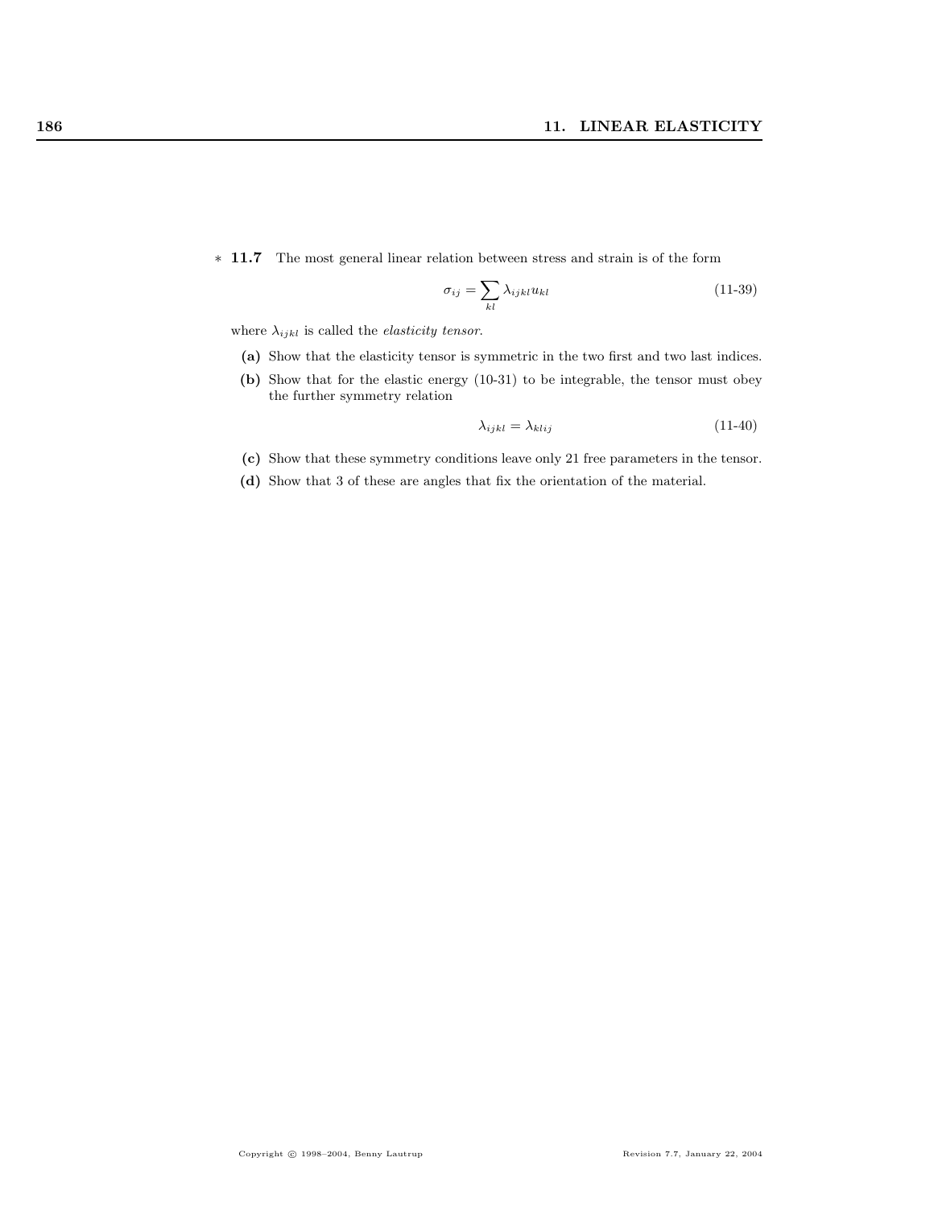∗ **11.7** The most general linear relation between stress and strain is of the form

$$\sigma_{ij} = \sum_{kl} \lambda_{ijkl} u_{kl} \tag{11-39}$$

where $\lambda_{ijkl}$ is called the *elasticity tensor*.

**(a)** Show that the elasticity tensor is symmetric in the two first and two last indices.

**(b)** Show that for the elastic energy (10-31) to be integrable, the tensor must obey the further symmetry relation

$$\lambda_{ijkl} = \lambda_{klij} \tag{11-40}$$

**(c)** Show that these symmetry conditions leave only 21 free parameters in the tensor.

**(d)** Show that 3 of these are angles that fix the orientation of the material.